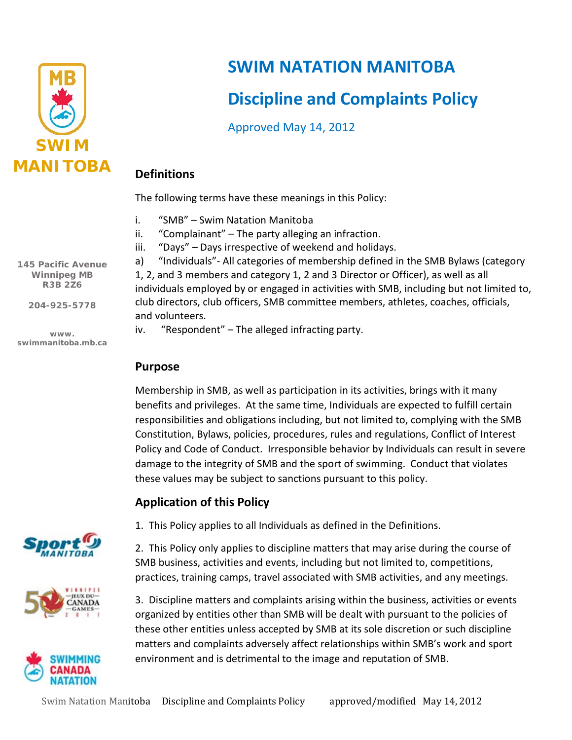# SWIM NATATION MANITOBA

# Discipline and Complaints Policy

Approved May 14, 2012

145 Pacific Avenue
Winnipeg MB
R3B 2Z6

204-925-5778

www.swimmanitoba.mb.ca

## Definitions

The following terms have these meanings in this Policy:

i. "SMB" – Swim Natation Manitoba
ii. "Complainant" – The party alleging an infraction.
iii. "Days" – Days irrespective of weekend and holidays.
a) "Individuals"- All categories of membership defined in the SMB Bylaws (category 1, 2, and 3 members and category 1, 2 and 3 Director or Officer), as well as all individuals employed by or engaged in activities with SMB, including but not limited to, club directors, club officers, SMB committee members, athletes, coaches, officials, and volunteers.
iv. "Respondent" – The alleged infracting party.

## Purpose

Membership in SMB, as well as participation in its activities, brings with it many benefits and privileges. At the same time, Individuals are expected to fulfill certain responsibilities and obligations including, but not limited to, complying with the SMB Constitution, Bylaws, policies, procedures, rules and regulations, Conflict of Interest Policy and Code of Conduct. Irresponsible behavior by Individuals can result in severe damage to the integrity of SMB and the sport of swimming. Conduct that violates these values may be subject to sanctions pursuant to this policy.

## Application of this Policy

1. This Policy applies to all Individuals as defined in the Definitions.

2. This Policy only applies to discipline matters that may arise during the course of SMB business, activities and events, including but not limited to, competitions, practices, training camps, travel associated with SMB activities, and any meetings.

3. Discipline matters and complaints arising within the business, activities or events organized by entities other than SMB will be dealt with pursuant to the policies of these other entities unless accepted by SMB at its sole discretion or such discipline matters and complaints adversely affect relationships within SMB's work and sport environment and is detrimental to the image and reputation of SMB.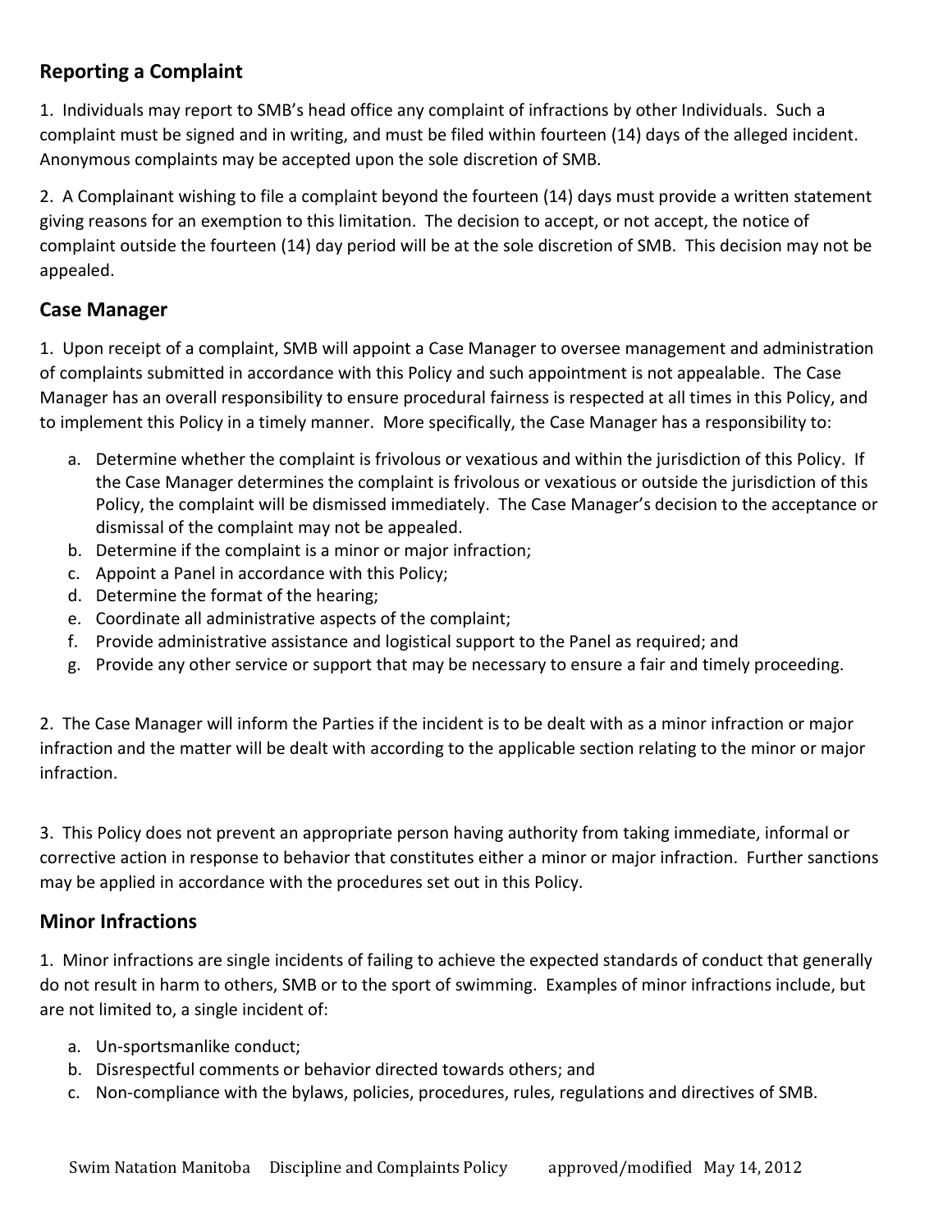## Reporting a Complaint

1. Individuals may report to SMB's head office any complaint of infractions by other Individuals. Such a complaint must be signed and in writing, and must be filed within fourteen (14) days of the alleged incident. Anonymous complaints may be accepted upon the sole discretion of SMB.

2. A Complainant wishing to file a complaint beyond the fourteen (14) days must provide a written statement giving reasons for an exemption to this limitation. The decision to accept, or not accept, the notice of complaint outside the fourteen (14) day period will be at the sole discretion of SMB. This decision may not be appealed.

## Case Manager

1. Upon receipt of a complaint, SMB will appoint a Case Manager to oversee management and administration of complaints submitted in accordance with this Policy and such appointment is not appealable. The Case Manager has an overall responsibility to ensure procedural fairness is respected at all times in this Policy, and to implement this Policy in a timely manner. More specifically, the Case Manager has a responsibility to:

   a. Determine whether the complaint is frivolous or vexatious and within the jurisdiction of this Policy. If the Case Manager determines the complaint is frivolous or vexatious or outside the jurisdiction of this Policy, the complaint will be dismissed immediately. The Case Manager's decision to the acceptance or dismissal of the complaint may not be appealed.
   b. Determine if the complaint is a minor or major infraction;
   c. Appoint a Panel in accordance with this Policy;
   d. Determine the format of the hearing;
   e. Coordinate all administrative aspects of the complaint;
   f. Provide administrative assistance and logistical support to the Panel as required; and
   g. Provide any other service or support that may be necessary to ensure a fair and timely proceeding.

2. The Case Manager will inform the Parties if the incident is to be dealt with as a minor infraction or major infraction and the matter will be dealt with according to the applicable section relating to the minor or major infraction.

3. This Policy does not prevent an appropriate person having authority from taking immediate, informal or corrective action in response to behavior that constitutes either a minor or major infraction. Further sanctions may be applied in accordance with the procedures set out in this Policy.

## Minor Infractions

1. Minor infractions are single incidents of failing to achieve the expected standards of conduct that generally do not result in harm to others, SMB or to the sport of swimming. Examples of minor infractions include, but are not limited to, a single incident of:

   a. Un-sportsmanlike conduct;
   b. Disrespectful comments or behavior directed towards others; and
   c. Non-compliance with the bylaws, policies, procedures, rules, regulations and directives of SMB.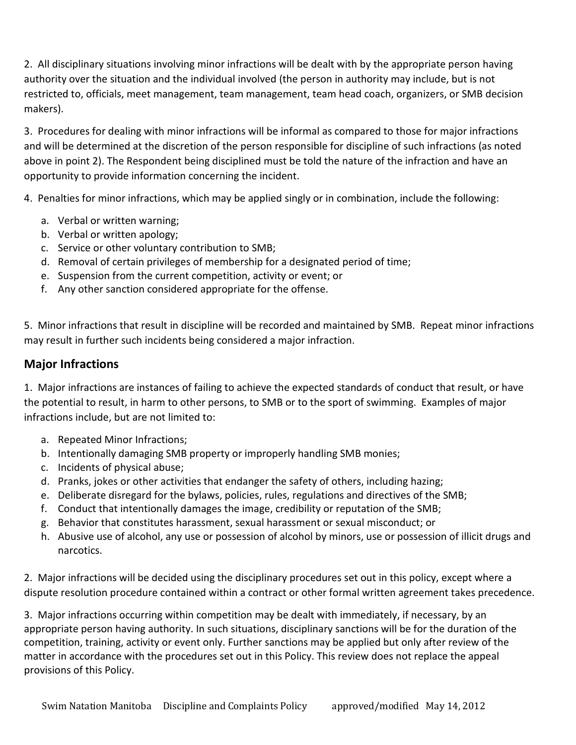2. All disciplinary situations involving minor infractions will be dealt with by the appropriate person having authority over the situation and the individual involved (the person in authority may include, but is not restricted to, officials, meet management, team management, team head coach, organizers, or SMB decision makers).

3. Procedures for dealing with minor infractions will be informal as compared to those for major infractions and will be determined at the discretion of the person responsible for discipline of such infractions (as noted above in point 2). The Respondent being disciplined must be told the nature of the infraction and have an opportunity to provide information concerning the incident.

4. Penalties for minor infractions, which may be applied singly or in combination, include the following:

a. Verbal or written warning;
b. Verbal or written apology;
c. Service or other voluntary contribution to SMB;
d. Removal of certain privileges of membership for a designated period of time;
e. Suspension from the current competition, activity or event; or
f. Any other sanction considered appropriate for the offense.

5. Minor infractions that result in discipline will be recorded and maintained by SMB. Repeat minor infractions may result in further such incidents being considered a major infraction.

## Major Infractions

1. Major infractions are instances of failing to achieve the expected standards of conduct that result, or have the potential to result, in harm to other persons, to SMB or to the sport of swimming. Examples of major infractions include, but are not limited to:

a. Repeated Minor Infractions;
b. Intentionally damaging SMB property or improperly handling SMB monies;
c. Incidents of physical abuse;
d. Pranks, jokes or other activities that endanger the safety of others, including hazing;
e. Deliberate disregard for the bylaws, policies, rules, regulations and directives of the SMB;
f. Conduct that intentionally damages the image, credibility or reputation of the SMB;
g. Behavior that constitutes harassment, sexual harassment or sexual misconduct; or
h. Abusive use of alcohol, any use or possession of alcohol by minors, use or possession of illicit drugs and narcotics.

2. Major infractions will be decided using the disciplinary procedures set out in this policy, except where a dispute resolution procedure contained within a contract or other formal written agreement takes precedence.

3. Major infractions occurring within competition may be dealt with immediately, if necessary, by an appropriate person having authority. In such situations, disciplinary sanctions will be for the duration of the competition, training, activity or event only. Further sanctions may be applied but only after review of the matter in accordance with the procedures set out in this Policy. This review does not replace the appeal provisions of this Policy.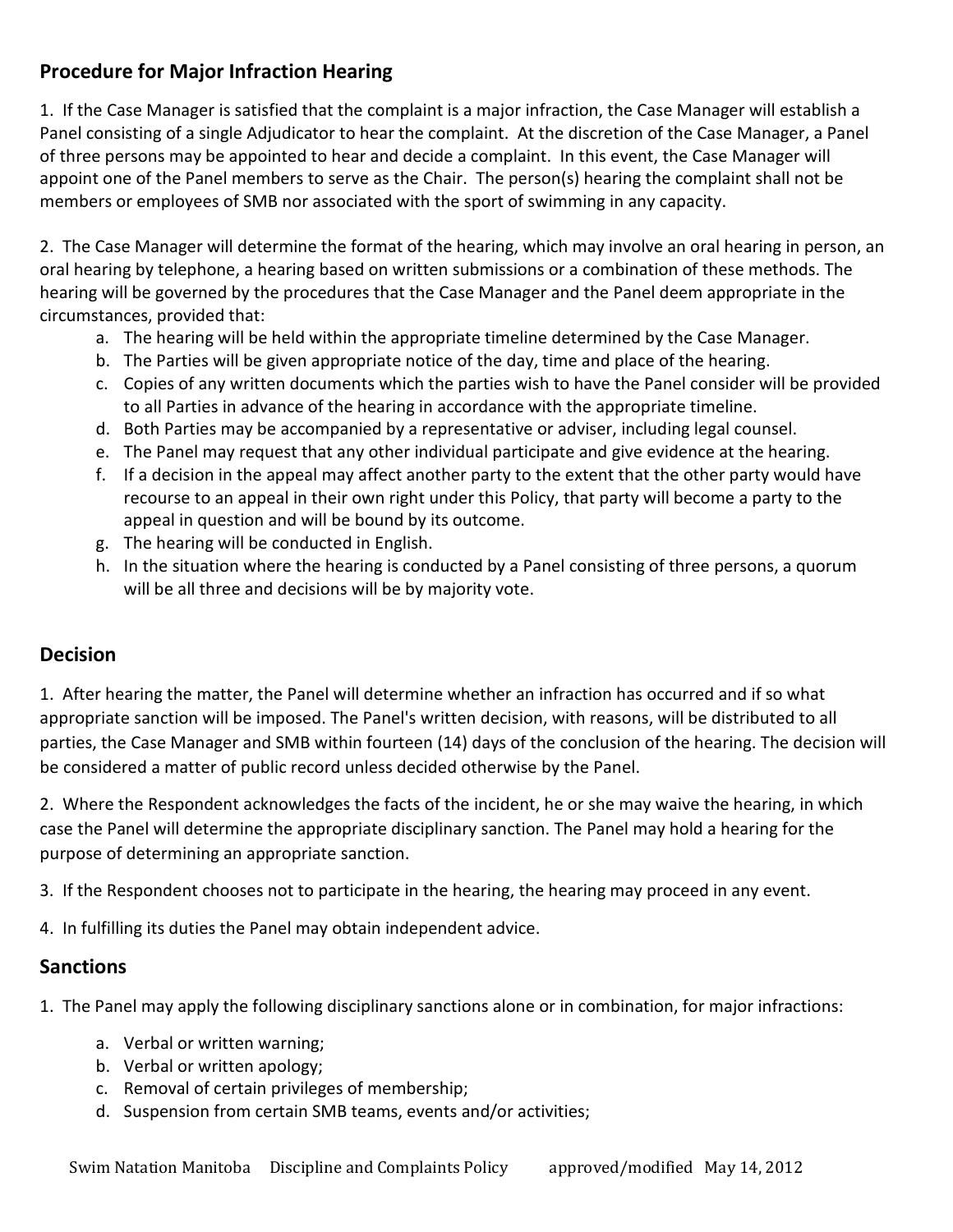## Procedure for Major Infraction Hearing

1. If the Case Manager is satisfied that the complaint is a major infraction, the Case Manager will establish a Panel consisting of a single Adjudicator to hear the complaint. At the discretion of the Case Manager, a Panel of three persons may be appointed to hear and decide a complaint. In this event, the Case Manager will appoint one of the Panel members to serve as the Chair. The person(s) hearing the complaint shall not be members or employees of SMB nor associated with the sport of swimming in any capacity.

2. The Case Manager will determine the format of the hearing, which may involve an oral hearing in person, an oral hearing by telephone, a hearing based on written submissions or a combination of these methods. The hearing will be governed by the procedures that the Case Manager and the Panel deem appropriate in the circumstances, provided that:
   a. The hearing will be held within the appropriate timeline determined by the Case Manager.
   b. The Parties will be given appropriate notice of the day, time and place of the hearing.
   c. Copies of any written documents which the parties wish to have the Panel consider will be provided to all Parties in advance of the hearing in accordance with the appropriate timeline.
   d. Both Parties may be accompanied by a representative or adviser, including legal counsel.
   e. The Panel may request that any other individual participate and give evidence at the hearing.
   f. If a decision in the appeal may affect another party to the extent that the other party would have recourse to an appeal in their own right under this Policy, that party will become a party to the appeal in question and will be bound by its outcome.
   g. The hearing will be conducted in English.
   h. In the situation where the hearing is conducted by a Panel consisting of three persons, a quorum will be all three and decisions will be by majority vote.

## Decision

1. After hearing the matter, the Panel will determine whether an infraction has occurred and if so what appropriate sanction will be imposed. The Panel's written decision, with reasons, will be distributed to all parties, the Case Manager and SMB within fourteen (14) days of the conclusion of the hearing. The decision will be considered a matter of public record unless decided otherwise by the Panel.

2. Where the Respondent acknowledges the facts of the incident, he or she may waive the hearing, in which case the Panel will determine the appropriate disciplinary sanction. The Panel may hold a hearing for the purpose of determining an appropriate sanction.

3. If the Respondent chooses not to participate in the hearing, the hearing may proceed in any event.

4. In fulfilling its duties the Panel may obtain independent advice.

## Sanctions

1. The Panel may apply the following disciplinary sanctions alone or in combination, for major infractions:
   a. Verbal or written warning;
   b. Verbal or written apology;
   c. Removal of certain privileges of membership;
   d. Suspension from certain SMB teams, events and/or activities;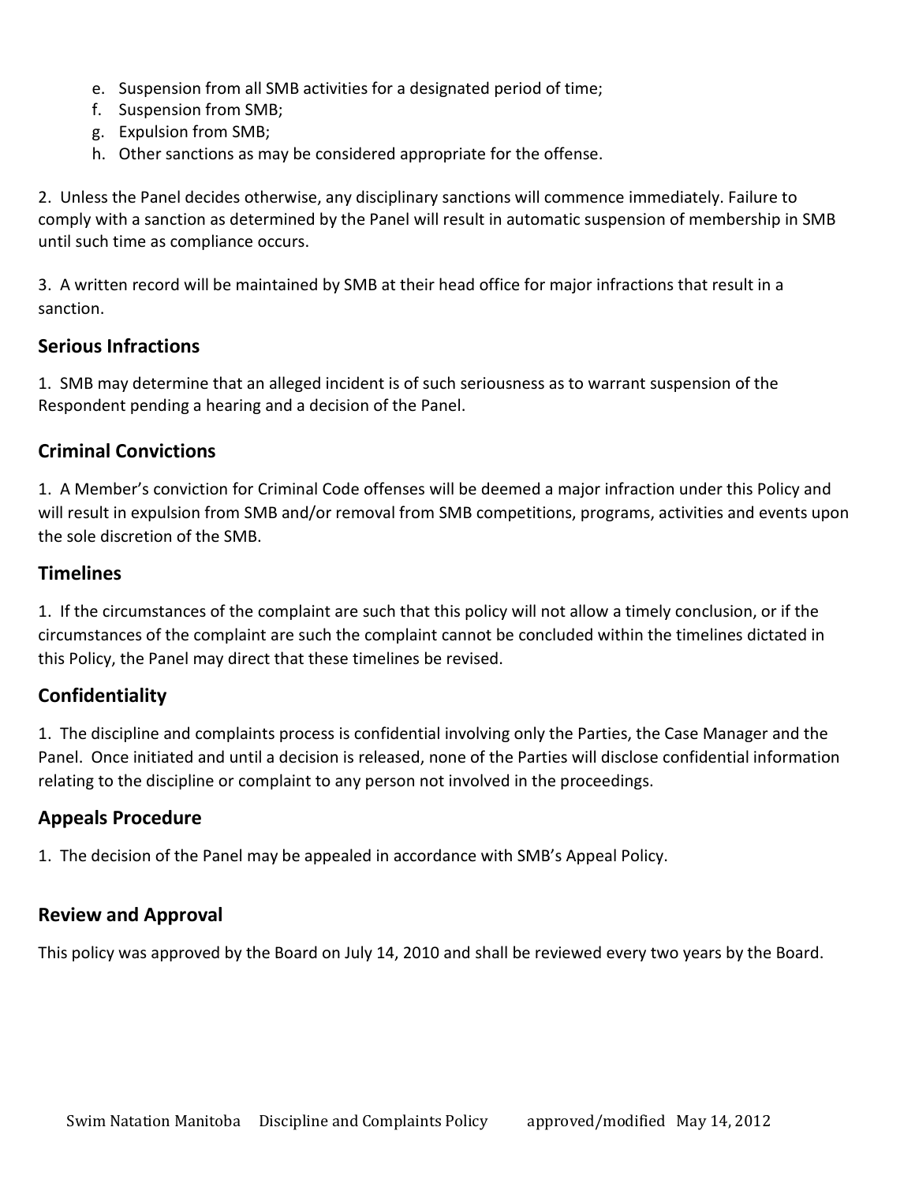e. Suspension from all SMB activities for a designated period of time;
f. Suspension from SMB;
g. Expulsion from SMB;
h. Other sanctions as may be considered appropriate for the offense.

2. Unless the Panel decides otherwise, any disciplinary sanctions will commence immediately. Failure to comply with a sanction as determined by the Panel will result in automatic suspension of membership in SMB until such time as compliance occurs.

3. A written record will be maintained by SMB at their head office for major infractions that result in a sanction.

## Serious Infractions

1. SMB may determine that an alleged incident is of such seriousness as to warrant suspension of the Respondent pending a hearing and a decision of the Panel.

## Criminal Convictions

1. A Member's conviction for Criminal Code offenses will be deemed a major infraction under this Policy and will result in expulsion from SMB and/or removal from SMB competitions, programs, activities and events upon the sole discretion of the SMB.

## Timelines

1. If the circumstances of the complaint are such that this policy will not allow a timely conclusion, or if the circumstances of the complaint are such the complaint cannot be concluded within the timelines dictated in this Policy, the Panel may direct that these timelines be revised.

## Confidentiality

1. The discipline and complaints process is confidential involving only the Parties, the Case Manager and the Panel. Once initiated and until a decision is released, none of the Parties will disclose confidential information relating to the discipline or complaint to any person not involved in the proceedings.

## Appeals Procedure

1. The decision of the Panel may be appealed in accordance with SMB's Appeal Policy.

## Review and Approval

This policy was approved by the Board on July 14, 2010 and shall be reviewed every two years by the Board.